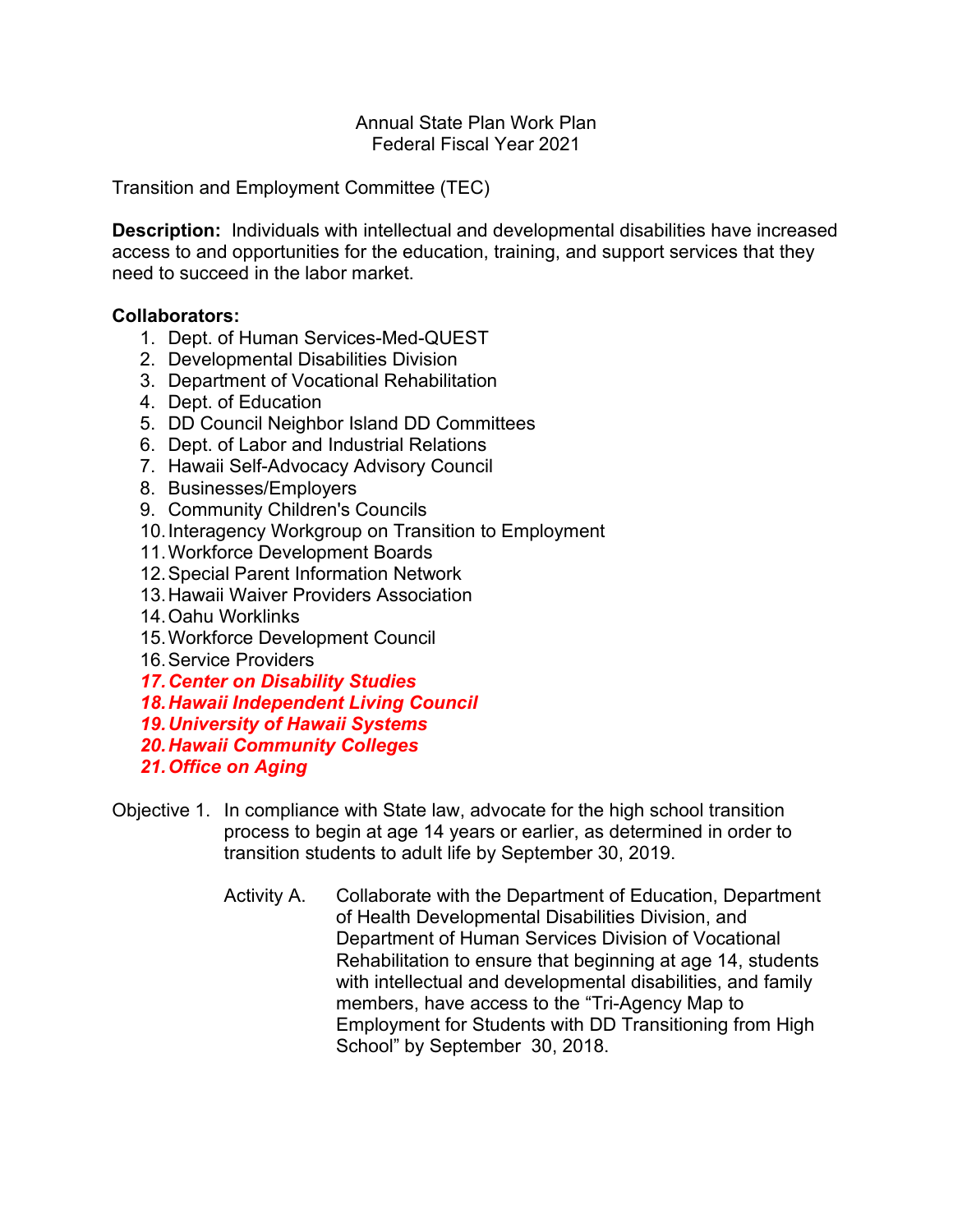Annual State Plan Work Plan
Federal Fiscal Year 2021

Transition and Employment Committee (TEC)

**Description:** Individuals with intellectual and developmental disabilities have increased access to and opportunities for the education, training, and support services that they need to succeed in the labor market.

**Collaborators:**

1. Dept. of Human Services-Med-QUEST
2. Developmental Disabilities Division
3. Department of Vocational Rehabilitation
4. Dept. of Education
5. DD Council Neighbor Island DD Committees
6. Dept. of Labor and Industrial Relations
7. Hawaii Self-Advocacy Advisory Council
8. Businesses/Employers
9. Community Children's Councils
10. Interagency Workgroup on Transition to Employment
11. Workforce Development Boards
12. Special Parent Information Network
13. Hawaii Waiver Providers Association
14. Oahu Worklinks
15. Workforce Development Council
16. Service Providers
17. ***Center on Disability Studies***
18. ***Hawaii Independent Living Council***
19. ***University of Hawaii Systems***
20. ***Hawaii Community Colleges***
21. ***Office on Aging***

Objective 1. In compliance with State law, advocate for the high school transition process to begin at age 14 years or earlier, as determined in order to transition students to adult life by September 30, 2019.

Activity A. Collaborate with the Department of Education, Department of Health Developmental Disabilities Division, and Department of Human Services Division of Vocational Rehabilitation to ensure that beginning at age 14, students with intellectual and developmental disabilities, and family members, have access to the "Tri-Agency Map to Employment for Students with DD Transitioning from High School" by September 30, 2018.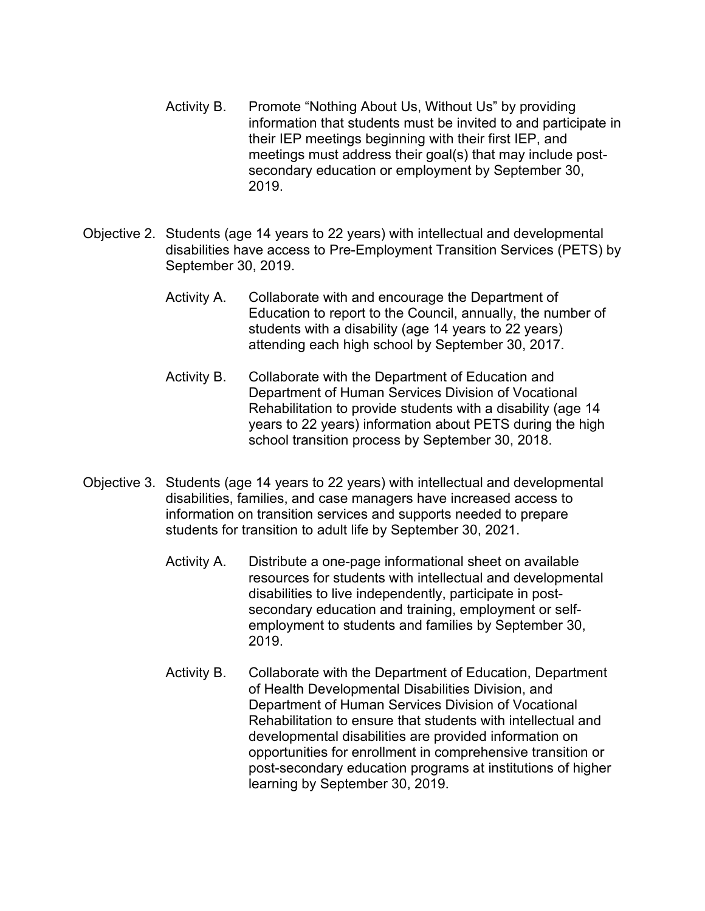Activity B. Promote "Nothing About Us, Without Us" by providing information that students must be invited to and participate in their IEP meetings beginning with their first IEP, and meetings must address their goal(s) that may include post-secondary education or employment by September 30, 2019.

Objective 2. Students (age 14 years to 22 years) with intellectual and developmental disabilities have access to Pre-Employment Transition Services (PETS) by September 30, 2019.

Activity A. Collaborate with and encourage the Department of Education to report to the Council, annually, the number of students with a disability (age 14 years to 22 years) attending each high school by September 30, 2017.

Activity B. Collaborate with the Department of Education and Department of Human Services Division of Vocational Rehabilitation to provide students with a disability (age 14 years to 22 years) information about PETS during the high school transition process by September 30, 2018.

Objective 3. Students (age 14 years to 22 years) with intellectual and developmental disabilities, families, and case managers have increased access to information on transition services and supports needed to prepare students for transition to adult life by September 30, 2021.

Activity A. Distribute a one-page informational sheet on available resources for students with intellectual and developmental disabilities to live independently, participate in post-secondary education and training, employment or self-employment to students and families by September 30, 2019.

Activity B. Collaborate with the Department of Education, Department of Health Developmental Disabilities Division, and Department of Human Services Division of Vocational Rehabilitation to ensure that students with intellectual and developmental disabilities are provided information on opportunities for enrollment in comprehensive transition or post-secondary education programs at institutions of higher learning by September 30, 2019.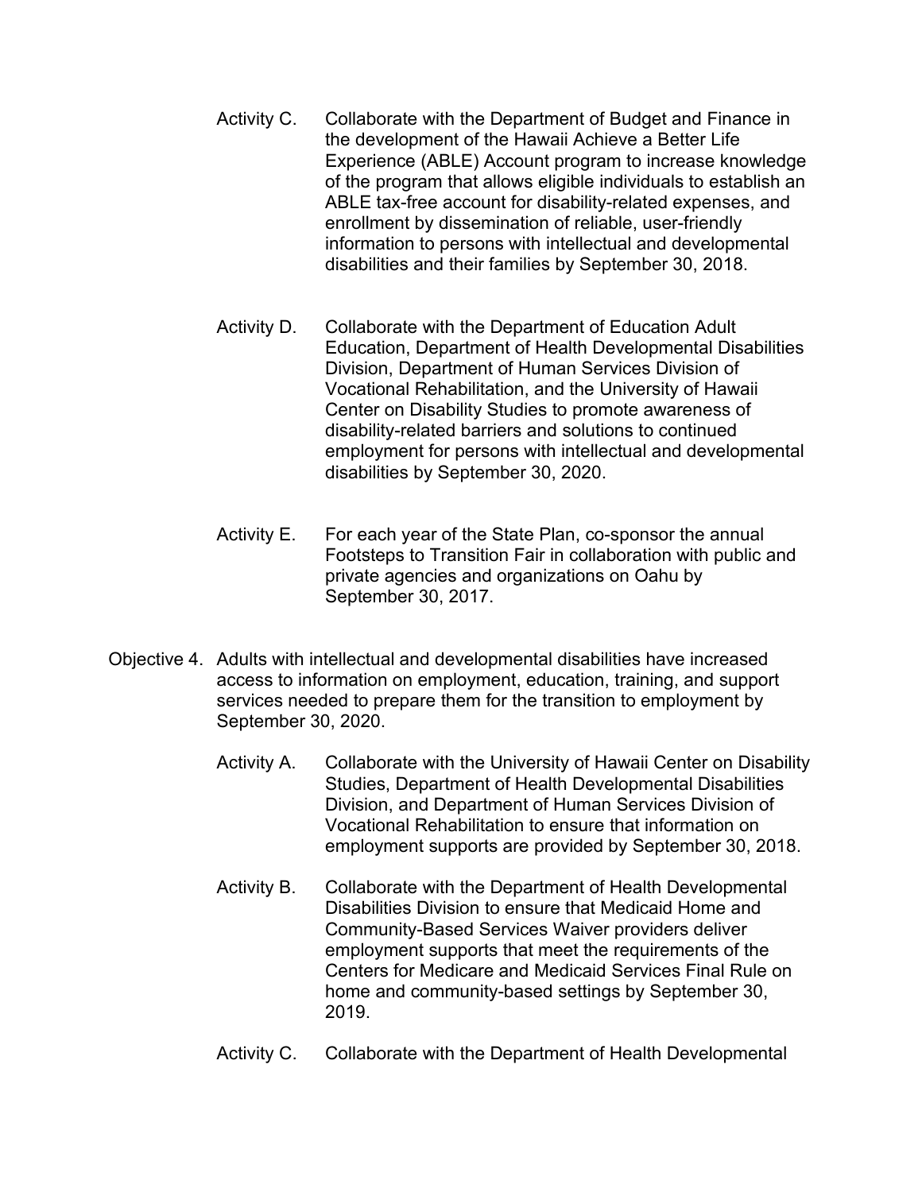Activity C. Collaborate with the Department of Budget and Finance in the development of the Hawaii Achieve a Better Life Experience (ABLE) Account program to increase knowledge of the program that allows eligible individuals to establish an ABLE tax-free account for disability-related expenses, and enrollment by dissemination of reliable, user-friendly information to persons with intellectual and developmental disabilities and their families by September 30, 2018.

Activity D. Collaborate with the Department of Education Adult Education, Department of Health Developmental Disabilities Division, Department of Human Services Division of Vocational Rehabilitation, and the University of Hawaii Center on Disability Studies to promote awareness of disability-related barriers and solutions to continued employment for persons with intellectual and developmental disabilities by September 30, 2020.

Activity E. For each year of the State Plan, co-sponsor the annual Footsteps to Transition Fair in collaboration with public and private agencies and organizations on Oahu by September 30, 2017.

Objective 4. Adults with intellectual and developmental disabilities have increased access to information on employment, education, training, and support services needed to prepare them for the transition to employment by September 30, 2020.

Activity A. Collaborate with the University of Hawaii Center on Disability Studies, Department of Health Developmental Disabilities Division, and Department of Human Services Division of Vocational Rehabilitation to ensure that information on employment supports are provided by September 30, 2018.

Activity B. Collaborate with the Department of Health Developmental Disabilities Division to ensure that Medicaid Home and Community-Based Services Waiver providers deliver employment supports that meet the requirements of the Centers for Medicare and Medicaid Services Final Rule on home and community-based settings by September 30, 2019.

Activity C. Collaborate with the Department of Health Developmental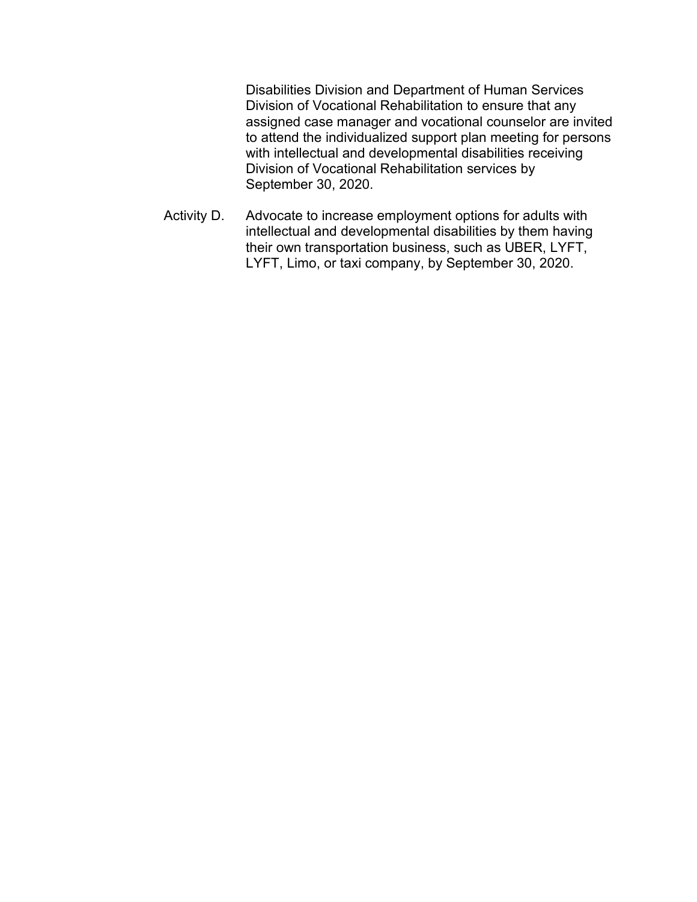Disabilities Division and Department of Human Services Division of Vocational Rehabilitation to ensure that any assigned case manager and vocational counselor are invited to attend the individualized support plan meeting for persons with intellectual and developmental disabilities receiving Division of Vocational Rehabilitation services by September 30, 2020.

Activity D. Advocate to increase employment options for adults with intellectual and developmental disabilities by them having their own transportation business, such as UBER, LYFT, LYFT, Limo, or taxi company, by September 30, 2020.